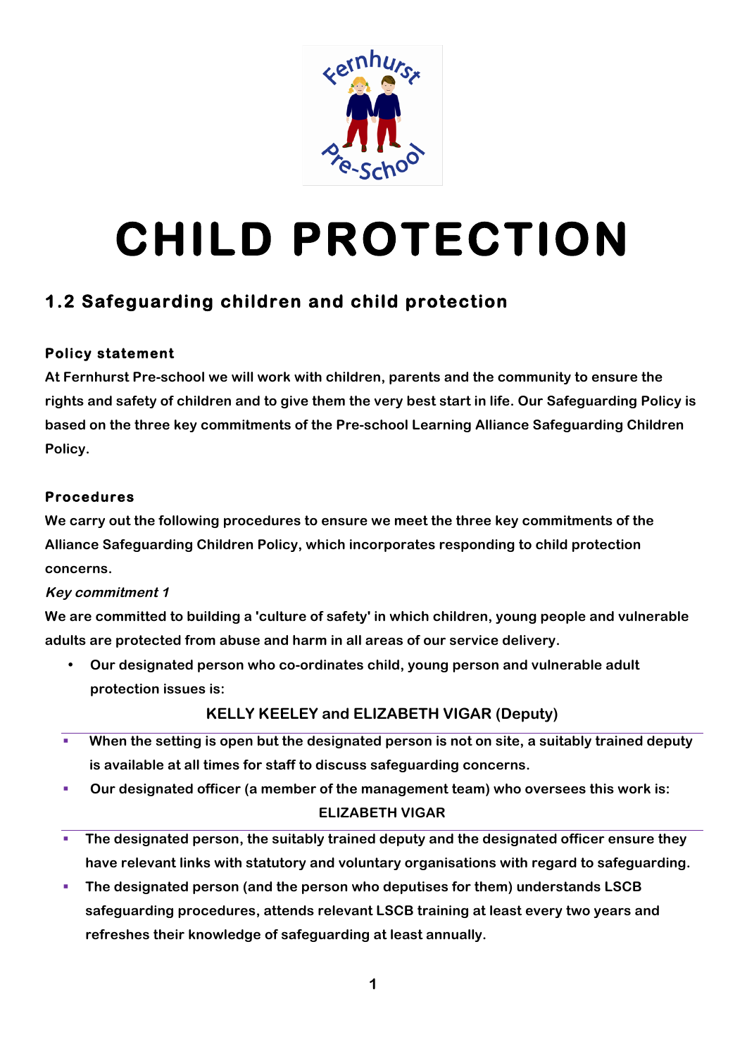# CHILD PROTECTION

## 1.2 Safeguarding children and child protection

### Policy statement

At Fernhurst Pre-school we will work with children, parents and the community to ensure the rights and safety of children and to give them the very best start in life. Our Safeguarding Policy is based on the three key commitments of the Pre-school Learning Alliance Safeguarding Children Policy.

### Procedures

We carry out the following procedures to ensure we meet the three key commitments of the Alliance Safeguarding Children Policy, which incorporates responding to child protection concerns.

*Key commitment 1*

We are committed to building a 'culture of safety' in which children, young people and vulnerable adults are protected from abuse and harm in all areas of our service delivery.

- Our designated person who co-ordinates child, young person and vulnerable adult protection issues is:

  KELLY KEELEY and ELIZABETH VIGAR (Deputy)

- When the setting is open but the designated person is not on site, a suitably trained deputy is available at all times for staff to discuss safeguarding concerns.
- Our designated officer (a member of the management team) who oversees this work is:

  ELIZABETH VIGAR

- The designated person, the suitably trained deputy and the designated officer ensure they have relevant links with statutory and voluntary organisations with regard to safeguarding.
- The designated person (and the person who deputises for them) understands LSCB safeguarding procedures, attends relevant LSCB training at least every two years and refreshes their knowledge of safeguarding at least annually.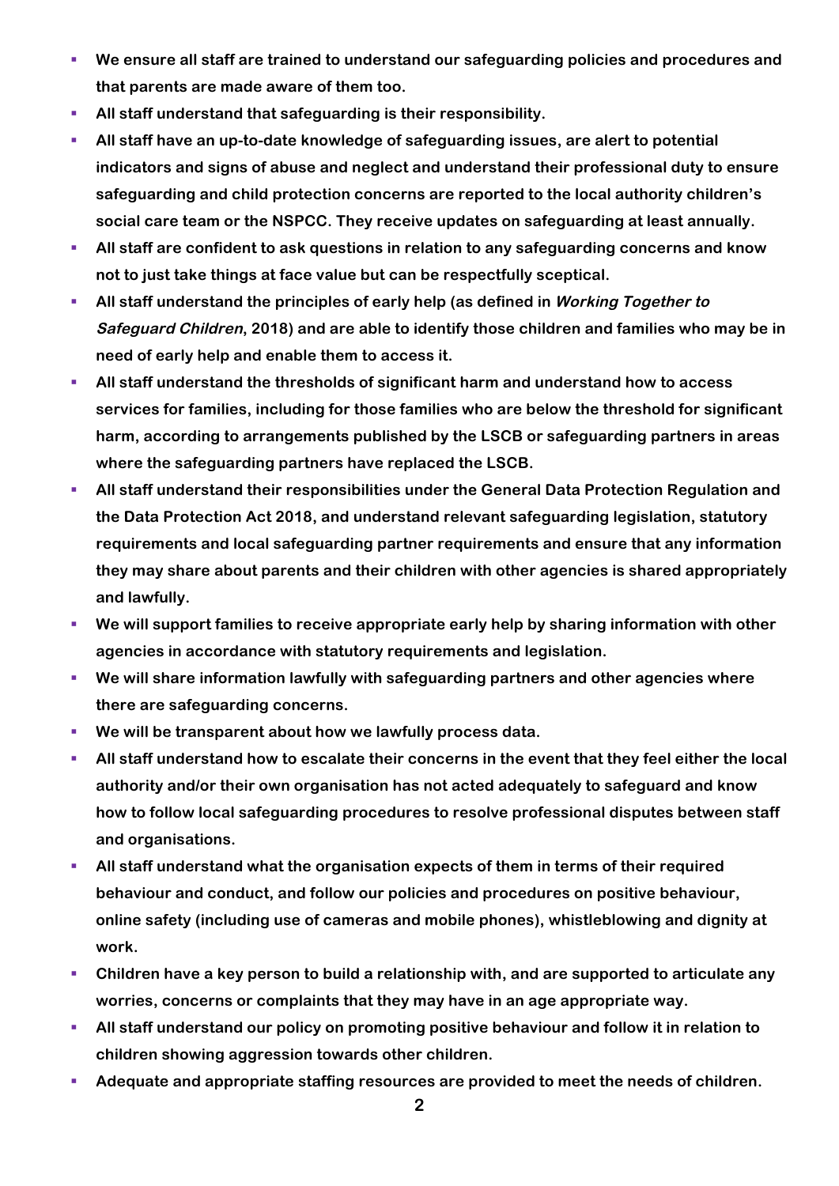- **We ensure all staff are trained to understand our safeguarding policies and procedures and that parents are made aware of them too.**
- **All staff understand that safeguarding is their responsibility.**
- **All staff have an up-to-date knowledge of safeguarding issues, are alert to potential indicators and signs of abuse and neglect and understand their professional duty to ensure safeguarding and child protection concerns are reported to the local authority children's social care team or the NSPCC. They receive updates on safeguarding at least annually.**
- **All staff are confident to ask questions in relation to any safeguarding concerns and know not to just take things at face value but can be respectfully sceptical.**
- **All staff understand the principles of early help (as defined in *Working Together to Safeguard Children*, 2018) and are able to identify those children and families who may be in need of early help and enable them to access it.**
- **All staff understand the thresholds of significant harm and understand how to access services for families, including for those families who are below the threshold for significant harm, according to arrangements published by the LSCB or safeguarding partners in areas where the safeguarding partners have replaced the LSCB.**
- **All staff understand their responsibilities under the General Data Protection Regulation and the Data Protection Act 2018, and understand relevant safeguarding legislation, statutory requirements and local safeguarding partner requirements and ensure that any information they may share about parents and their children with other agencies is shared appropriately and lawfully.**
- **We will support families to receive appropriate early help by sharing information with other agencies in accordance with statutory requirements and legislation.**
- **We will share information lawfully with safeguarding partners and other agencies where there are safeguarding concerns.**
- **We will be transparent about how we lawfully process data.**
- **All staff understand how to escalate their concerns in the event that they feel either the local authority and/or their own organisation has not acted adequately to safeguard and know how to follow local safeguarding procedures to resolve professional disputes between staff and organisations.**
- **All staff understand what the organisation expects of them in terms of their required behaviour and conduct, and follow our policies and procedures on positive behaviour, online safety (including use of cameras and mobile phones), whistleblowing and dignity at work.**
- **Children have a key person to build a relationship with, and are supported to articulate any worries, concerns or complaints that they may have in an age appropriate way.**
- **All staff understand our policy on promoting positive behaviour and follow it in relation to children showing aggression towards other children.**
- **Adequate and appropriate staffing resources are provided to meet the needs of children.**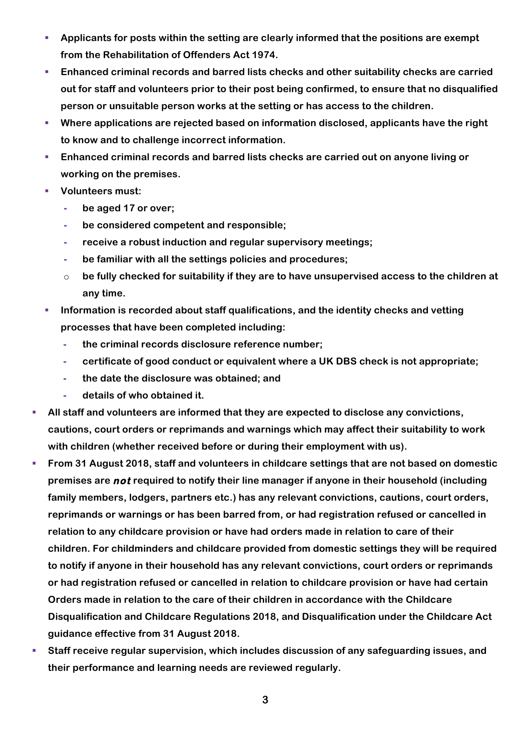- **Applicants for posts within the setting are clearly informed that the positions are exempt from the Rehabilitation of Offenders Act 1974.**
- **Enhanced criminal records and barred lists checks and other suitability checks are carried out for staff and volunteers prior to their post being confirmed, to ensure that no disqualified person or unsuitable person works at the setting or has access to the children.**
- **Where applications are rejected based on information disclosed, applicants have the right to know and to challenge incorrect information.**
- **Enhanced criminal records and barred lists checks are carried out on anyone living or working on the premises.**
- **Volunteers must:**
  - **be aged 17 or over;**
  - **be considered competent and responsible;**
  - **receive a robust induction and regular supervisory meetings;**
  - **be familiar with all the settings policies and procedures;**
  - **be fully checked for suitability if they are to have unsupervised access to the children at any time.**
- **Information is recorded about staff qualifications, and the identity checks and vetting processes that have been completed including:**
  - **the criminal records disclosure reference number;**
  - **certificate of good conduct or equivalent where a UK DBS check is not appropriate;**
  - **the date the disclosure was obtained; and**
  - **details of who obtained it.**

- **All staff and volunteers are informed that they are expected to disclose any convictions, cautions, court orders or reprimands and warnings which may affect their suitability to work with children (whether received before or during their employment with us).**
- **From 31 August 2018, staff and volunteers in childcare settings that are not based on domestic premises are *not* required to notify their line manager if anyone in their household (including family members, lodgers, partners etc.) has any relevant convictions, cautions, court orders, reprimands or warnings or has been barred from, or had registration refused or cancelled in relation to any childcare provision or have had orders made in relation to care of their children. For childminders and childcare provided from domestic settings they will be required to notify if anyone in their household has any relevant convictions, court orders or reprimands or had registration refused or cancelled in relation to childcare provision or have had certain Orders made in relation to the care of their children in accordance with the Childcare Disqualification and Childcare Regulations 2018, and Disqualification under the Childcare Act guidance effective from 31 August 2018.**
- **Staff receive regular supervision, which includes discussion of any safeguarding issues, and their performance and learning needs are reviewed regularly.**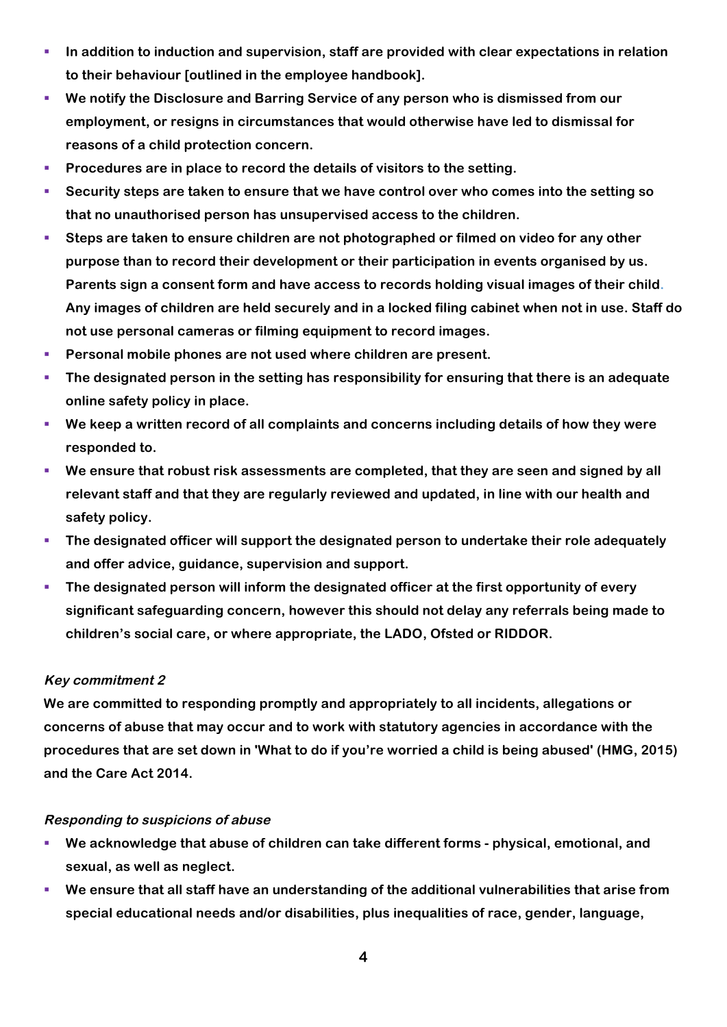- **In addition to induction and supervision, staff are provided with clear expectations in relation to their behaviour [outlined in the employee handbook].**
- **We notify the Disclosure and Barring Service of any person who is dismissed from our employment, or resigns in circumstances that would otherwise have led to dismissal for reasons of a child protection concern.**
- **Procedures are in place to record the details of visitors to the setting.**
- **Security steps are taken to ensure that we have control over who comes into the setting so that no unauthorised person has unsupervised access to the children.**
- **Steps are taken to ensure children are not photographed or filmed on video for any other purpose than to record their development or their participation in events organised by us. Parents sign a consent form and have access to records holding visual images of their child. Any images of children are held securely and in a locked filing cabinet when not in use. Staff do not use personal cameras or filming equipment to record images.**
- **Personal mobile phones are not used where children are present.**
- **The designated person in the setting has responsibility for ensuring that there is an adequate online safety policy in place.**
- **We keep a written record of all complaints and concerns including details of how they were responded to.**
- **We ensure that robust risk assessments are completed, that they are seen and signed by all relevant staff and that they are regularly reviewed and updated, in line with our health and safety policy.**
- **The designated officer will support the designated person to undertake their role adequately and offer advice, guidance, supervision and support.**
- **The designated person will inform the designated officer at the first opportunity of every significant safeguarding concern, however this should not delay any referrals being made to children's social care, or where appropriate, the LADO, Ofsted or RIDDOR.**

***Key commitment 2***

**We are committed to responding promptly and appropriately to all incidents, allegations or concerns of abuse that may occur and to work with statutory agencies in accordance with the procedures that are set down in 'What to do if you're worried a child is being abused' (HMG, 2015) and the Care Act 2014.**

***Responding to suspicions of abuse***

- **We acknowledge that abuse of children can take different forms - physical, emotional, and sexual, as well as neglect.**
- **We ensure that all staff have an understanding of the additional vulnerabilities that arise from special educational needs and/or disabilities, plus inequalities of race, gender, language,**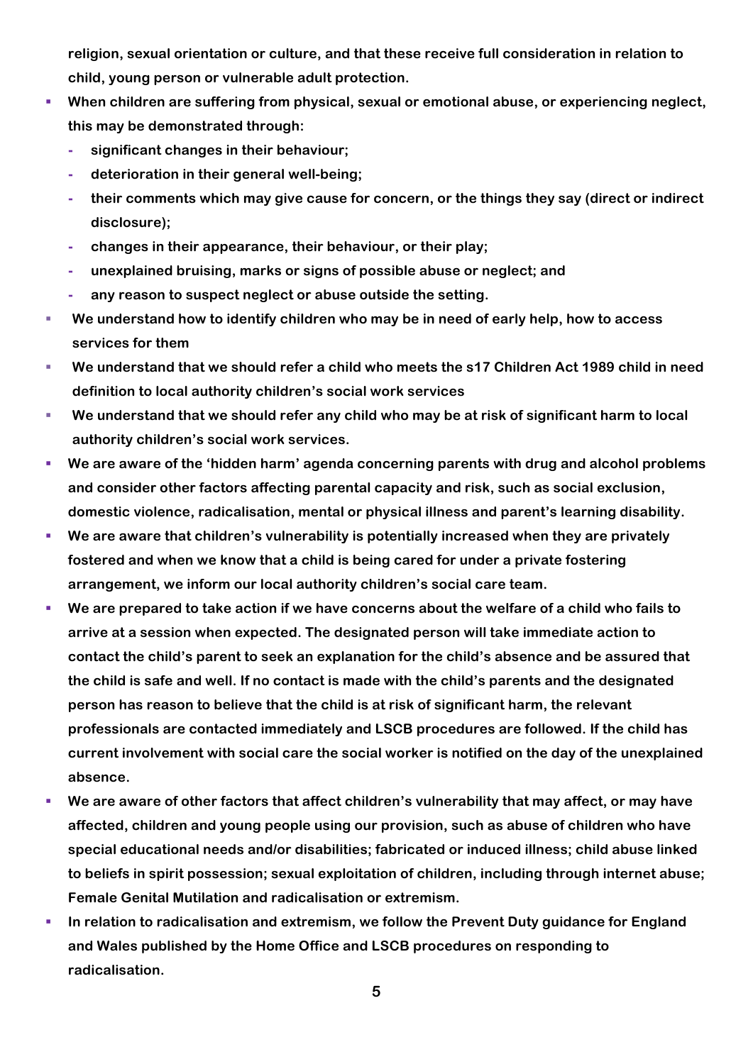**religion, sexual orientation or culture, and that these receive full consideration in relation to child, young person or vulnerable adult protection.**

- **When children are suffering from physical, sexual or emotional abuse, or experiencing neglect, this may be demonstrated through:**
  - **significant changes in their behaviour;**
  - **deterioration in their general well-being;**
  - **their comments which may give cause for concern, or the things they say (direct or indirect disclosure);**
  - **changes in their appearance, their behaviour, or their play;**
  - **unexplained bruising, marks or signs of possible abuse or neglect; and**
  - **any reason to suspect neglect or abuse outside the setting.**
- **We understand how to identify children who may be in need of early help, how to access services for them**
- **We understand that we should refer a child who meets the s17 Children Act 1989 child in need definition to local authority children's social work services**
- **We understand that we should refer any child who may be at risk of significant harm to local authority children's social work services.**
- **We are aware of the 'hidden harm' agenda concerning parents with drug and alcohol problems and consider other factors affecting parental capacity and risk, such as social exclusion, domestic violence, radicalisation, mental or physical illness and parent's learning disability.**
- **We are aware that children's vulnerability is potentially increased when they are privately fostered and when we know that a child is being cared for under a private fostering arrangement, we inform our local authority children's social care team.**
- **We are prepared to take action if we have concerns about the welfare of a child who fails to arrive at a session when expected. The designated person will take immediate action to contact the child's parent to seek an explanation for the child's absence and be assured that the child is safe and well. If no contact is made with the child's parents and the designated person has reason to believe that the child is at risk of significant harm, the relevant professionals are contacted immediately and LSCB procedures are followed. If the child has current involvement with social care the social worker is notified on the day of the unexplained absence.**
- **We are aware of other factors that affect children's vulnerability that may affect, or may have affected, children and young people using our provision, such as abuse of children who have special educational needs and/or disabilities; fabricated or induced illness; child abuse linked to beliefs in spirit possession; sexual exploitation of children, including through internet abuse; Female Genital Mutilation and radicalisation or extremism.**
- **In relation to radicalisation and extremism, we follow the Prevent Duty guidance for England and Wales published by the Home Office and LSCB procedures on responding to radicalisation.**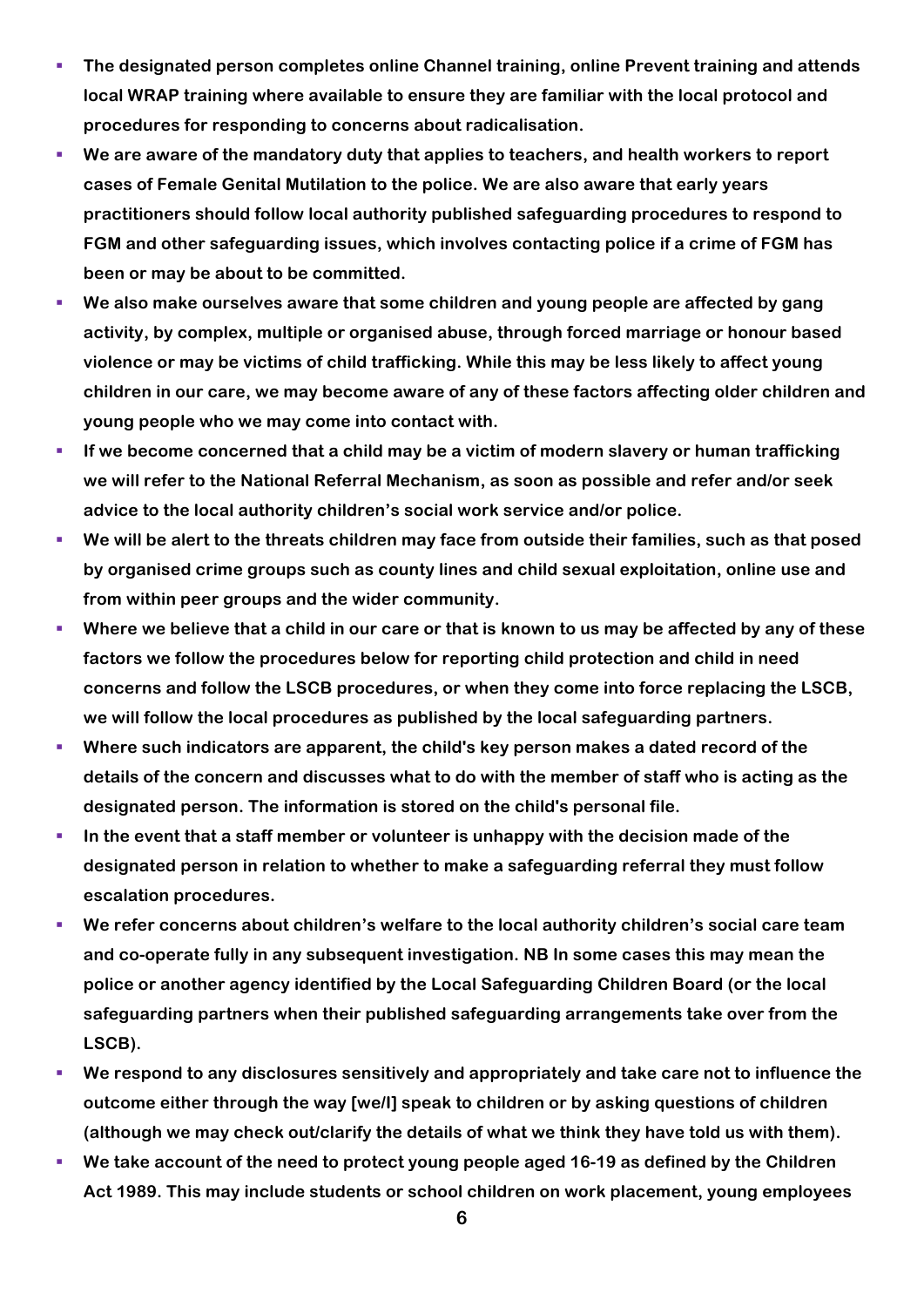- **The designated person completes online Channel training, online Prevent training and attends local WRAP training where available to ensure they are familiar with the local protocol and procedures for responding to concerns about radicalisation.**
- **We are aware of the mandatory duty that applies to teachers, and health workers to report cases of Female Genital Mutilation to the police. We are also aware that early years practitioners should follow local authority published safeguarding procedures to respond to FGM and other safeguarding issues, which involves contacting police if a crime of FGM has been or may be about to be committed.**
- **We also make ourselves aware that some children and young people are affected by gang activity, by complex, multiple or organised abuse, through forced marriage or honour based violence or may be victims of child trafficking. While this may be less likely to affect young children in our care, we may become aware of any of these factors affecting older children and young people who we may come into contact with.**
- **If we become concerned that a child may be a victim of modern slavery or human trafficking we will refer to the National Referral Mechanism, as soon as possible and refer and/or seek advice to the local authority children's social work service and/or police.**
- **We will be alert to the threats children may face from outside their families, such as that posed by organised crime groups such as county lines and child sexual exploitation, online use and from within peer groups and the wider community.**
- **Where we believe that a child in our care or that is known to us may be affected by any of these factors we follow the procedures below for reporting child protection and child in need concerns and follow the LSCB procedures, or when they come into force replacing the LSCB, we will follow the local procedures as published by the local safeguarding partners.**
- **Where such indicators are apparent, the child's key person makes a dated record of the details of the concern and discusses what to do with the member of staff who is acting as the designated person. The information is stored on the child's personal file.**
- **In the event that a staff member or volunteer is unhappy with the decision made of the designated person in relation to whether to make a safeguarding referral they must follow escalation procedures.**
- **We refer concerns about children's welfare to the local authority children's social care team and co-operate fully in any subsequent investigation. NB In some cases this may mean the police or another agency identified by the Local Safeguarding Children Board (or the local safeguarding partners when their published safeguarding arrangements take over from the LSCB).**
- **We respond to any disclosures sensitively and appropriately and take care not to influence the outcome either through the way [we/I] speak to children or by asking questions of children (although we may check out/clarify the details of what we think they have told us with them).**
- **We take account of the need to protect young people aged 16-19 as defined by the Children Act 1989. This may include students or school children on work placement, young employees**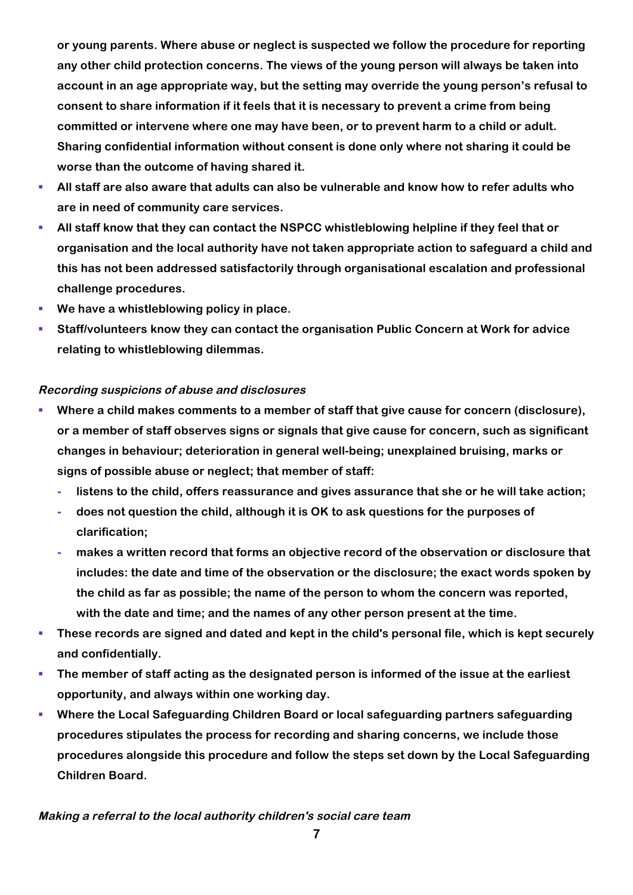or young parents. Where abuse or neglect is suspected we follow the procedure for reporting any other child protection concerns. The views of the young person will always be taken into account in an age appropriate way, but the setting may override the young person's refusal to consent to share information if it feels that it is necessary to prevent a crime from being committed or intervene where one may have been, or to prevent harm to a child or adult. Sharing confidential information without consent is done only where not sharing it could be worse than the outcome of having shared it.

- All staff are also aware that adults can also be vulnerable and know how to refer adults who are in need of community care services.
- All staff know that they can contact the NSPCC whistleblowing helpline if they feel that or organisation and the local authority have not taken appropriate action to safeguard a child and this has not been addressed satisfactorily through organisational escalation and professional challenge procedures.
- We have a whistleblowing policy in place.
- Staff/volunteers know they can contact the organisation Public Concern at Work for advice relating to whistleblowing dilemmas.

***Recording suspicions of abuse and disclosures***

- Where a child makes comments to a member of staff that give cause for concern (disclosure), or a member of staff observes signs or signals that give cause for concern, such as significant changes in behaviour; deterioration in general well-being; unexplained bruising, marks or signs of possible abuse or neglect; that member of staff:
  - listens to the child, offers reassurance and gives assurance that she or he will take action;
  - does not question the child, although it is OK to ask questions for the purposes of clarification;
  - makes a written record that forms an objective record of the observation or disclosure that includes: the date and time of the observation or the disclosure; the exact words spoken by the child as far as possible; the name of the person to whom the concern was reported, with the date and time; and the names of any other person present at the time.
- These records are signed and dated and kept in the child's personal file, which is kept securely and confidentially.
- The member of staff acting as the designated person is informed of the issue at the earliest opportunity, and always within one working day.
- Where the Local Safeguarding Children Board or local safeguarding partners safeguarding procedures stipulates the process for recording and sharing concerns, we include those procedures alongside this procedure and follow the steps set down by the Local Safeguarding Children Board.

***Making a referral to the local authority children's social care team***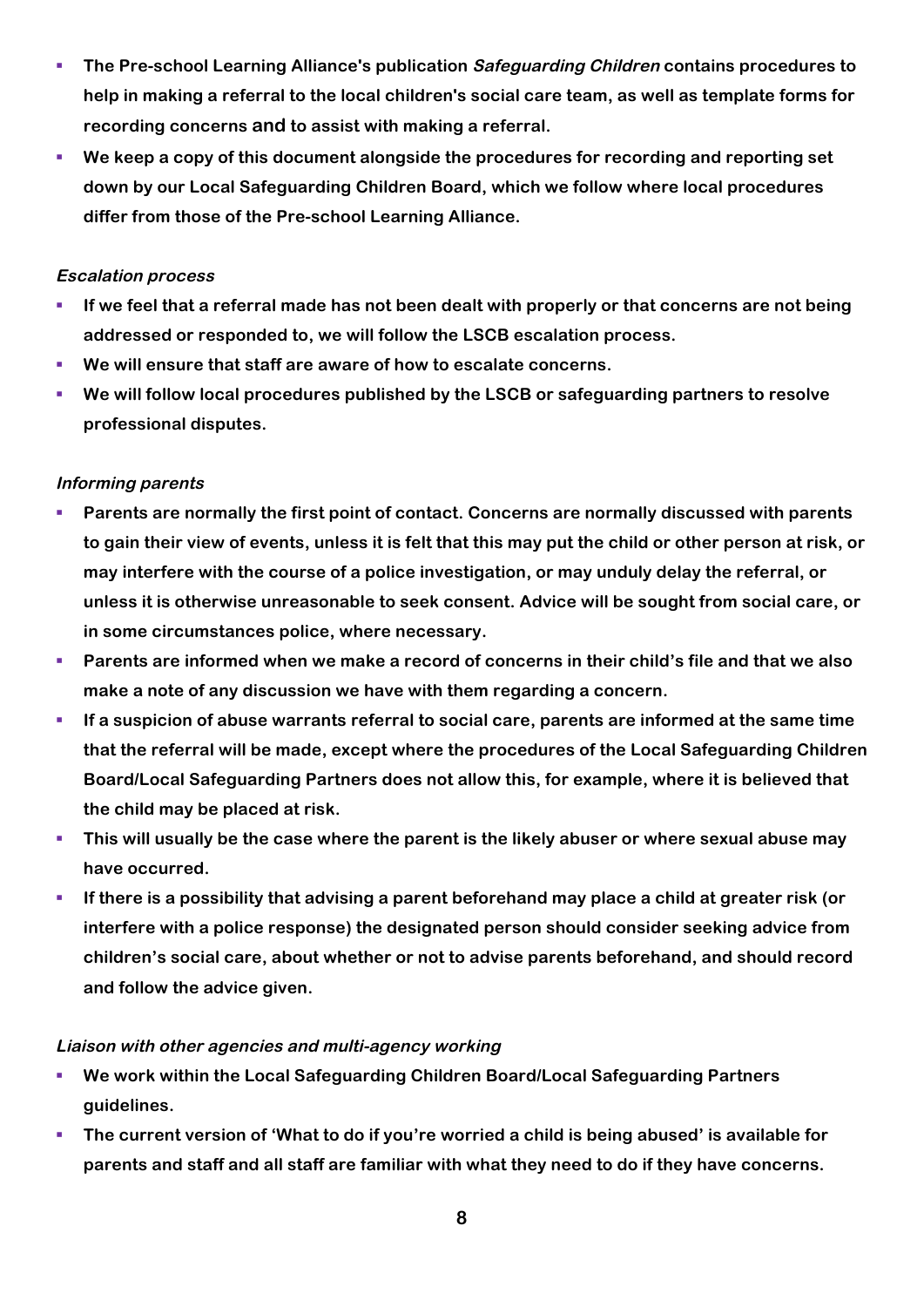- **The Pre-school Learning Alliance's publication *Safeguarding Children* contains procedures to help in making a referral to the local children's social care team, as well as template forms for recording concerns and to assist with making a referral.**
- **We keep a copy of this document alongside the procedures for recording and reporting set down by our Local Safeguarding Children Board, which we follow where local procedures differ from those of the Pre-school Learning Alliance.**

***Escalation process***

- **If we feel that a referral made has not been dealt with properly or that concerns are not being addressed or responded to, we will follow the LSCB escalation process.**
- **We will ensure that staff are aware of how to escalate concerns.**
- **We will follow local procedures published by the LSCB or safeguarding partners to resolve professional disputes.**

***Informing parents***

- **Parents are normally the first point of contact. Concerns are normally discussed with parents to gain their view of events, unless it is felt that this may put the child or other person at risk, or may interfere with the course of a police investigation, or may unduly delay the referral, or unless it is otherwise unreasonable to seek consent. Advice will be sought from social care, or in some circumstances police, where necessary.**
- **Parents are informed when we make a record of concerns in their child's file and that we also make a note of any discussion we have with them regarding a concern.**
- **If a suspicion of abuse warrants referral to social care, parents are informed at the same time that the referral will be made, except where the procedures of the Local Safeguarding Children Board/Local Safeguarding Partners does not allow this, for example, where it is believed that the child may be placed at risk.**
- **This will usually be the case where the parent is the likely abuser or where sexual abuse may have occurred.**
- **If there is a possibility that advising a parent beforehand may place a child at greater risk (or interfere with a police response) the designated person should consider seeking advice from children's social care, about whether or not to advise parents beforehand, and should record and follow the advice given.**

***Liaison with other agencies and multi-agency working***

- **We work within the Local Safeguarding Children Board/Local Safeguarding Partners guidelines.**
- **The current version of 'What to do if you're worried a child is being abused' is available for parents and staff and all staff are familiar with what they need to do if they have concerns.**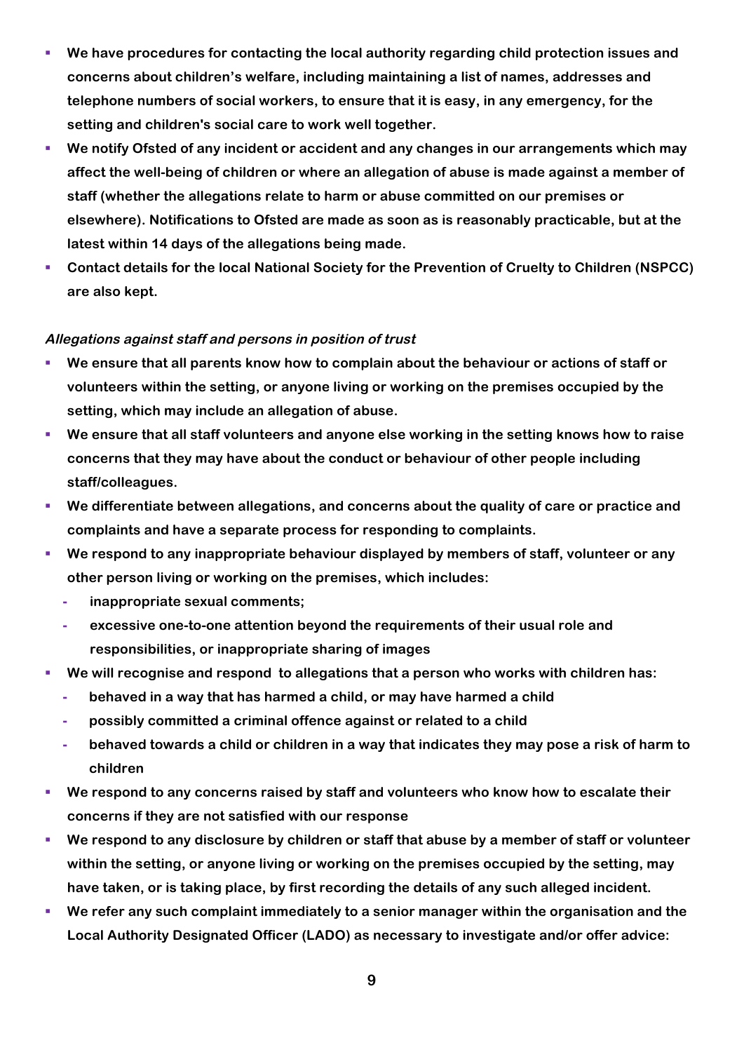- **We have procedures for contacting the local authority regarding child protection issues and concerns about children's welfare, including maintaining a list of names, addresses and telephone numbers of social workers, to ensure that it is easy, in any emergency, for the setting and children's social care to work well together.**
- **We notify Ofsted of any incident or accident and any changes in our arrangements which may affect the well-being of children or where an allegation of abuse is made against a member of staff (whether the allegations relate to harm or abuse committed on our premises or elsewhere). Notifications to Ofsted are made as soon as is reasonably practicable, but at the latest within 14 days of the allegations being made.**
- **Contact details for the local National Society for the Prevention of Cruelty to Children (NSPCC) are also kept.**

***Allegations against staff and persons in position of trust***

- **We ensure that all parents know how to complain about the behaviour or actions of staff or volunteers within the setting, or anyone living or working on the premises occupied by the setting, which may include an allegation of abuse.**
- **We ensure that all staff volunteers and anyone else working in the setting knows how to raise concerns that they may have about the conduct or behaviour of other people including staff/colleagues.**
- **We differentiate between allegations, and concerns about the quality of care or practice and complaints and have a separate process for responding to complaints.**
- **We respond to any inappropriate behaviour displayed by members of staff, volunteer or any other person living or working on the premises, which includes:**
  - **inappropriate sexual comments;**
  - **excessive one-to-one attention beyond the requirements of their usual role and responsibilities, or inappropriate sharing of images**
- **We will recognise and respond to allegations that a person who works with children has:**
  - **behaved in a way that has harmed a child, or may have harmed a child**
  - **possibly committed a criminal offence against or related to a child**
  - **behaved towards a child or children in a way that indicates they may pose a risk of harm to children**
- **We respond to any concerns raised by staff and volunteers who know how to escalate their concerns if they are not satisfied with our response**
- **We respond to any disclosure by children or staff that abuse by a member of staff or volunteer within the setting, or anyone living or working on the premises occupied by the setting, may have taken, or is taking place, by first recording the details of any such alleged incident.**
- **We refer any such complaint immediately to a senior manager within the organisation and the Local Authority Designated Officer (LADO) as necessary to investigate and/or offer advice:**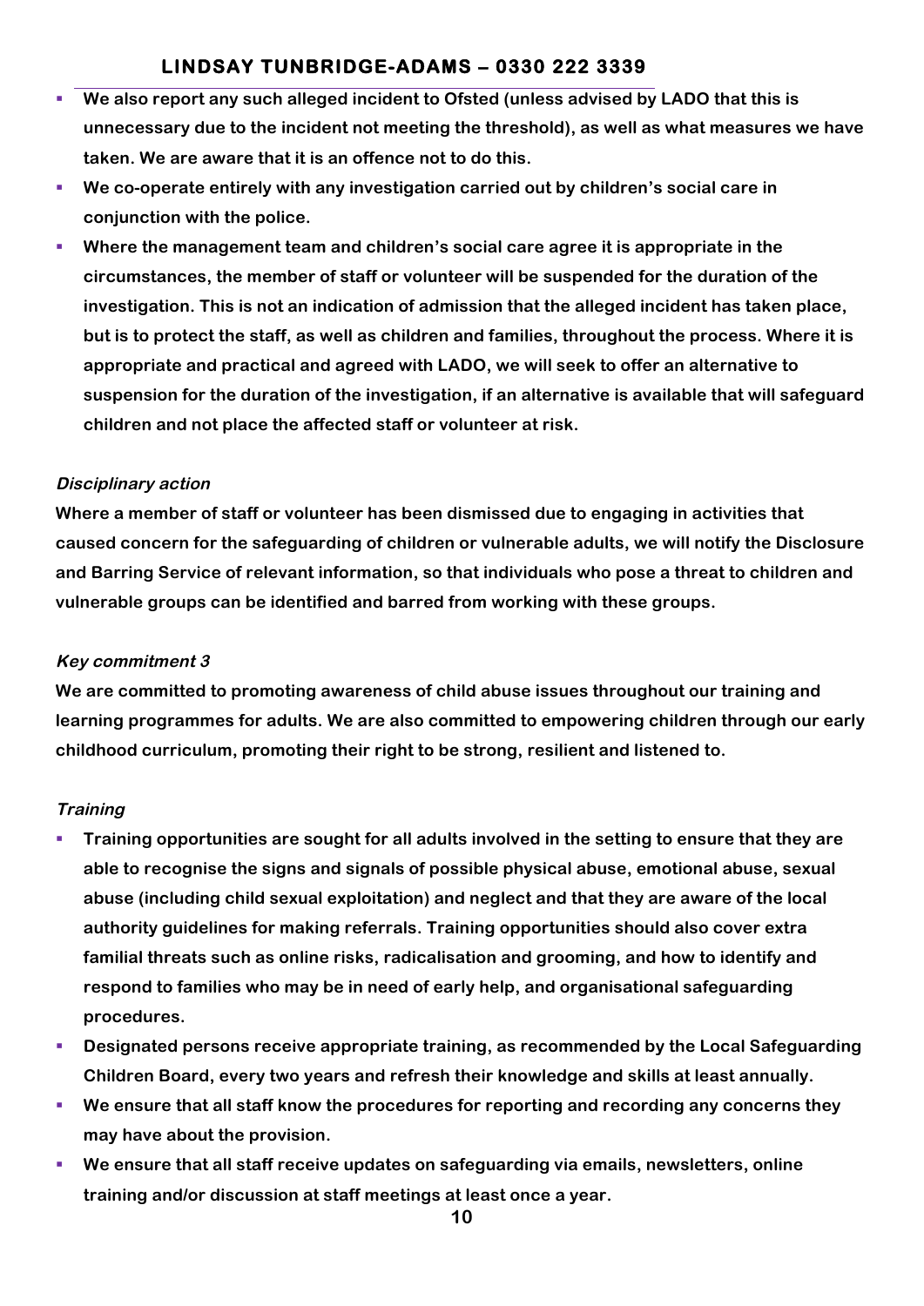- **We also report any such alleged incident to Ofsted (unless advised by LADO that this is unnecessary due to the incident not meeting the threshold), as well as what measures we have taken. We are aware that it is an offence not to do this.**
- **We co-operate entirely with any investigation carried out by children's social care in conjunction with the police.**
- **Where the management team and children's social care agree it is appropriate in the circumstances, the member of staff or volunteer will be suspended for the duration of the investigation. This is not an indication of admission that the alleged incident has taken place, but is to protect the staff, as well as children and families, throughout the process. Where it is appropriate and practical and agreed with LADO, we will seek to offer an alternative to suspension for the duration of the investigation, if an alternative is available that will safeguard children and not place the affected staff or volunteer at risk.**

***Disciplinary action***

**Where a member of staff or volunteer has been dismissed due to engaging in activities that caused concern for the safeguarding of children or vulnerable adults, we will notify the Disclosure and Barring Service of relevant information, so that individuals who pose a threat to children and vulnerable groups can be identified and barred from working with these groups.**

***Key commitment 3***

**We are committed to promoting awareness of child abuse issues throughout our training and learning programmes for adults. We are also committed to empowering children through our early childhood curriculum, promoting their right to be strong, resilient and listened to.**

***Training***

- **Training opportunities are sought for all adults involved in the setting to ensure that they are able to recognise the signs and signals of possible physical abuse, emotional abuse, sexual abuse (including child sexual exploitation) and neglect and that they are aware of the local authority guidelines for making referrals. Training opportunities should also cover extra familial threats such as online risks, radicalisation and grooming, and how to identify and respond to families who may be in need of early help, and organisational safeguarding procedures.**
- **Designated persons receive appropriate training, as recommended by the Local Safeguarding Children Board, every two years and refresh their knowledge and skills at least annually.**
- **We ensure that all staff know the procedures for reporting and recording any concerns they may have about the provision.**
- **We ensure that all staff receive updates on safeguarding via emails, newsletters, online training and/or discussion at staff meetings at least once a year.**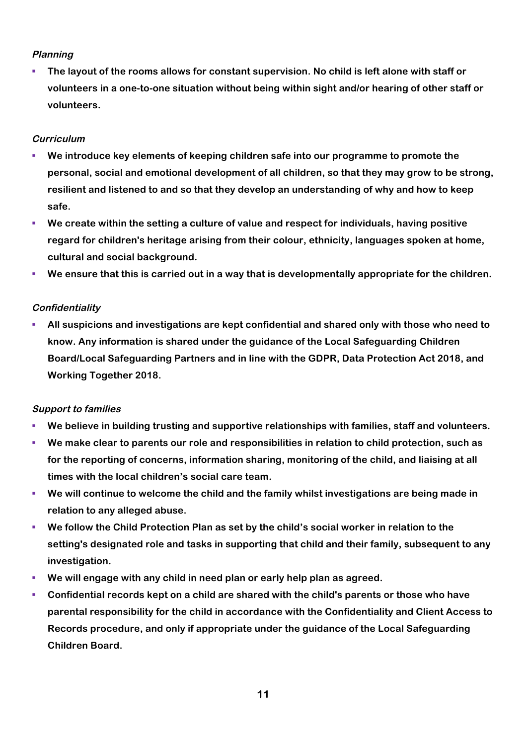*Planning*

- **The layout of the rooms allows for constant supervision. No child is left alone with staff or volunteers in a one-to-one situation without being within sight and/or hearing of other staff or volunteers.**

*Curriculum*

- **We introduce key elements of keeping children safe into our programme to promote the personal, social and emotional development of all children, so that they may grow to be strong, resilient and listened to and so that they develop an understanding of why and how to keep safe.**
- **We create within the setting a culture of value and respect for individuals, having positive regard for children's heritage arising from their colour, ethnicity, languages spoken at home, cultural and social background.**
- **We ensure that this is carried out in a way that is developmentally appropriate for the children.**

*Confidentiality*

- **All suspicions and investigations are kept confidential and shared only with those who need to know. Any information is shared under the guidance of the Local Safeguarding Children Board/Local Safeguarding Partners and in line with the GDPR, Data Protection Act 2018, and Working Together 2018.**

*Support to families*

- **We believe in building trusting and supportive relationships with families, staff and volunteers.**
- **We make clear to parents our role and responsibilities in relation to child protection, such as for the reporting of concerns, information sharing, monitoring of the child, and liaising at all times with the local children's social care team.**
- **We will continue to welcome the child and the family whilst investigations are being made in relation to any alleged abuse.**
- **We follow the Child Protection Plan as set by the child's social worker in relation to the setting's designated role and tasks in supporting that child and their family, subsequent to any investigation.**
- **We will engage with any child in need plan or early help plan as agreed.**
- **Confidential records kept on a child are shared with the child's parents or those who have parental responsibility for the child in accordance with the Confidentiality and Client Access to Records procedure, and only if appropriate under the guidance of the Local Safeguarding Children Board.**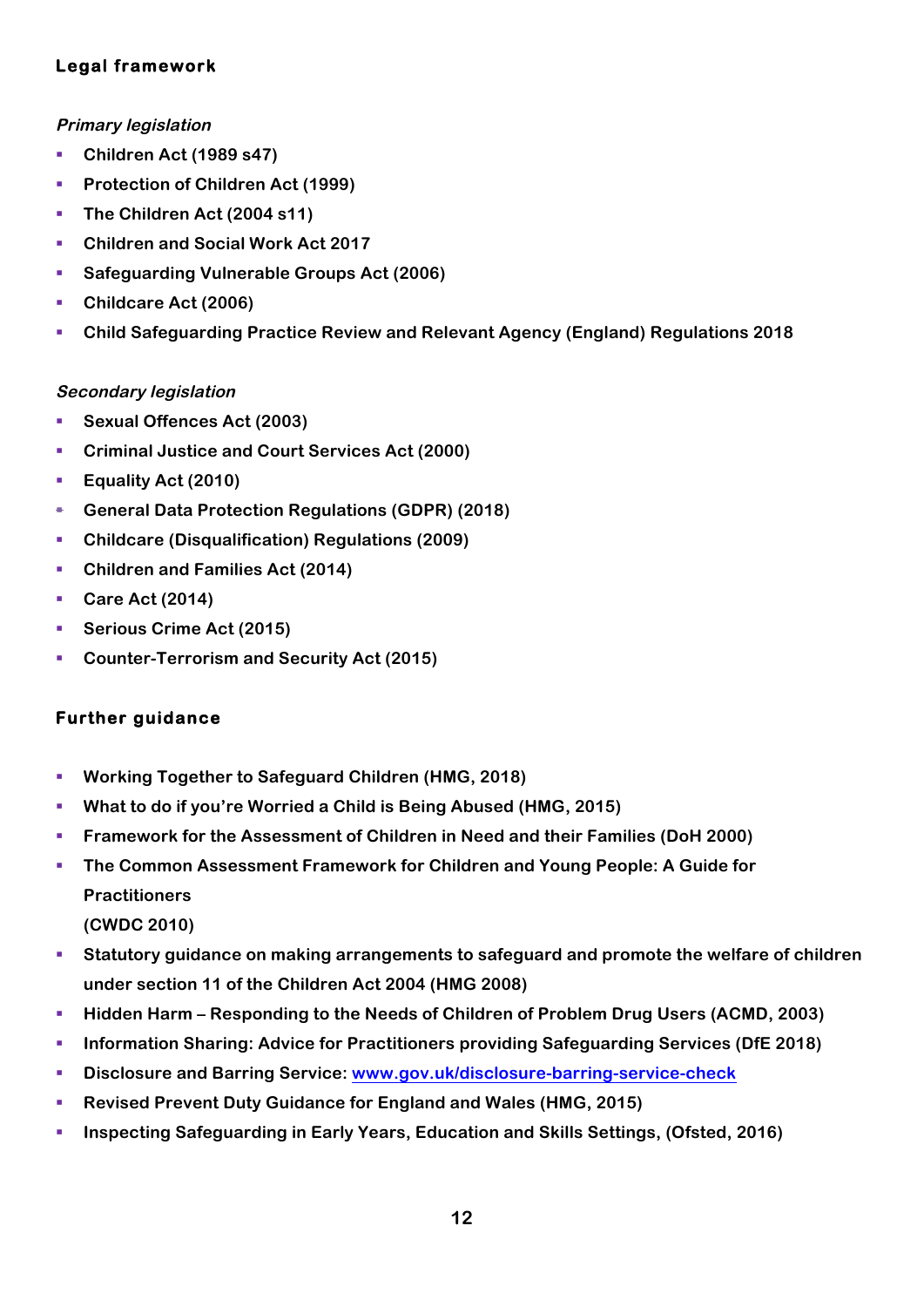## Legal framework

### *Primary legislation*

- Children Act (1989 s47)
- Protection of Children Act (1999)
- The Children Act (2004 s11)
- Children and Social Work Act 2017
- Safeguarding Vulnerable Groups Act (2006)
- Childcare Act (2006)
- Child Safeguarding Practice Review and Relevant Agency (England) Regulations 2018

### *Secondary legislation*

- Sexual Offences Act (2003)
- Criminal Justice and Court Services Act (2000)
- Equality Act (2010)
- General Data Protection Regulations (GDPR) (2018)
- Childcare (Disqualification) Regulations (2009)
- Children and Families Act (2014)
- Care Act (2014)
- Serious Crime Act (2015)
- Counter-Terrorism and Security Act (2015)

## Further guidance

- Working Together to Safeguard Children (HMG, 2018)
- What to do if you're Worried a Child is Being Abused (HMG, 2015)
- Framework for the Assessment of Children in Need and their Families (DoH 2000)
- The Common Assessment Framework for Children and Young People: A Guide for Practitioners
  (CWDC 2010)
- Statutory guidance on making arrangements to safeguard and promote the welfare of children under section 11 of the Children Act 2004 (HMG 2008)
- Hidden Harm – Responding to the Needs of Children of Problem Drug Users (ACMD, 2003)
- Information Sharing: Advice for Practitioners providing Safeguarding Services (DfE 2018)
- Disclosure and Barring Service: www.gov.uk/disclosure-barring-service-check
- Revised Prevent Duty Guidance for England and Wales (HMG, 2015)
- Inspecting Safeguarding in Early Years, Education and Skills Settings, (Ofsted, 2016)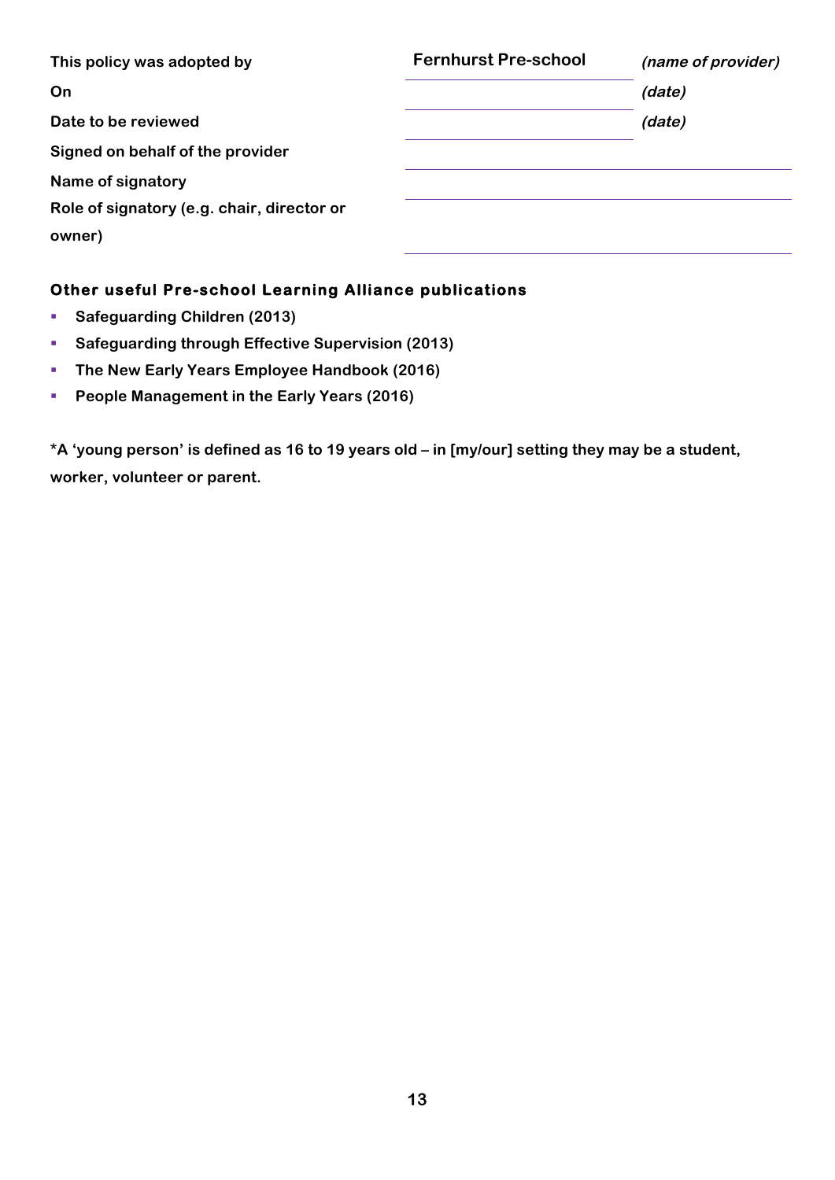| | | |
|---|---|---|
| **This policy was adopted by** | **Fernhurst Pre-school** | ***(name of provider)*** |
| **On** | | ***(date)*** |
| **Date to be reviewed** | | ***(date)*** |
| **Signed on behalf of the provider** | | |
| **Name of signatory** | | |
| **Role of signatory (e.g. chair, director or owner)** | | |

**Other useful Pre-school Learning Alliance publications**

- **Safeguarding Children (2013)**
- **Safeguarding through Effective Supervision (2013)**
- **The New Early Years Employee Handbook (2016)**
- **People Management in the Early Years (2016)**

**\*A 'young person' is defined as 16 to 19 years old – in [my/our] setting they may be a student, worker, volunteer or parent.**